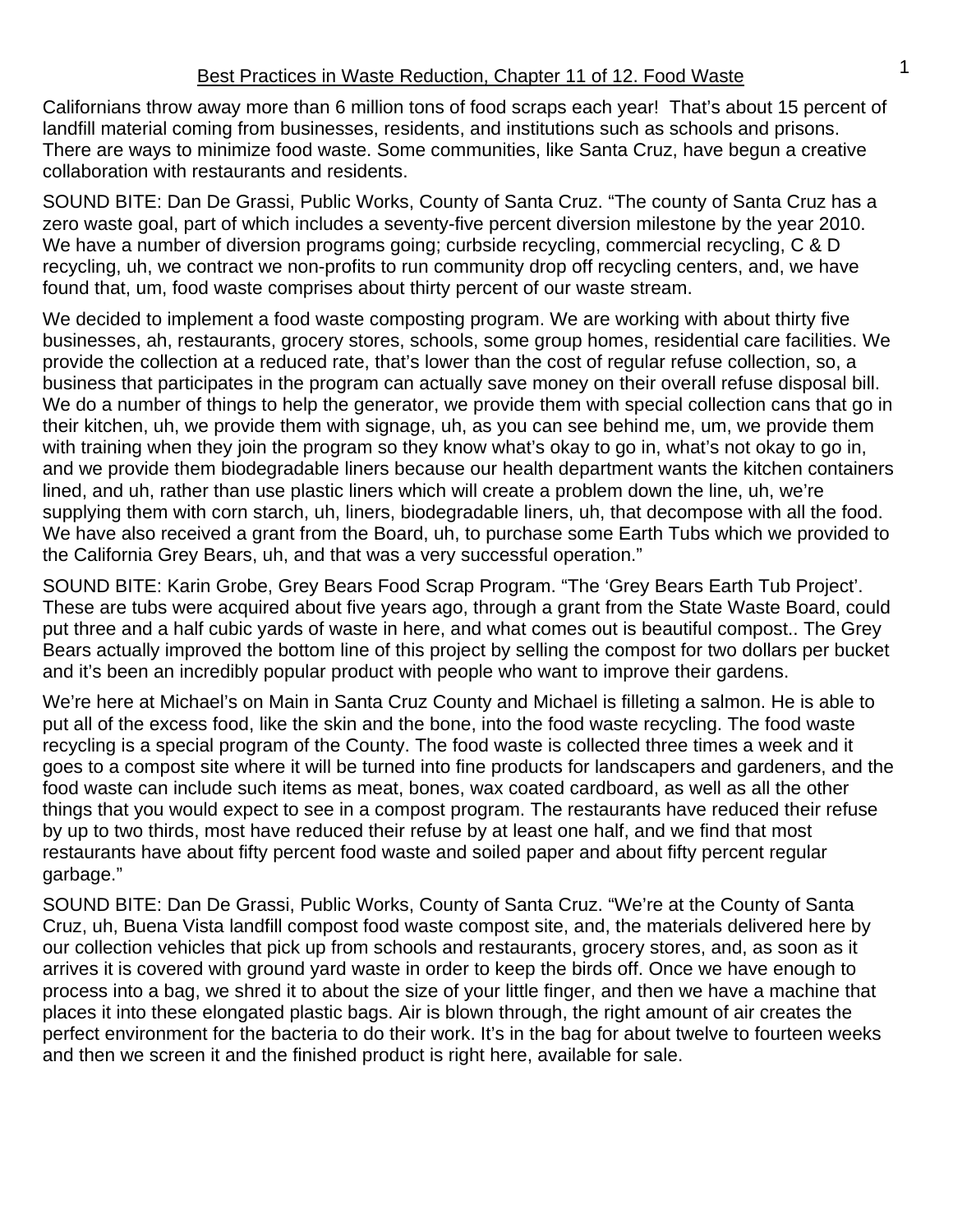# Best Practices in Waste Reduction, Chapter 11 of 12. Food Waste

Californians throw away more than 6 million tons of food scraps each year! That's about 15 percent of landfill material coming from businesses, residents, and institutions such as schools and prisons. There are ways to minimize food waste. Some communities, like Santa Cruz, have begun a creative collaboration with restaurants and residents.

SOUND BITE: Dan De Grassi, Public Works, County of Santa Cruz. "The county of Santa Cruz has a zero waste goal, part of which includes a seventy-five percent diversion milestone by the year 2010. We have a number of diversion programs going; curbside recycling, commercial recycling, C & D recycling, uh, we contract we non-profits to run community drop off recycling centers, and, we have found that, um, food waste comprises about thirty percent of our waste stream.

We decided to implement a food waste composting program. We are working with about thirty five businesses, ah, restaurants, grocery stores, schools, some group homes, residential care facilities. We provide the collection at a reduced rate, that's lower than the cost of regular refuse collection, so, a business that participates in the program can actually save money on their overall refuse disposal bill. We do a number of things to help the generator, we provide them with special collection cans that go in their kitchen, uh, we provide them with signage, uh, as you can see behind me, um, we provide them with training when they join the program so they know what's okay to go in, what's not okay to go in, and we provide them biodegradable liners because our health department wants the kitchen containers lined, and uh, rather than use plastic liners which will create a problem down the line, uh, we're supplying them with corn starch, uh, liners, biodegradable liners, uh, that decompose with all the food. We have also received a grant from the Board, uh, to purchase some Earth Tubs which we provided to the California Grey Bears, uh, and that was a very successful operation."

SOUND BITE: Karin Grobe, Grey Bears Food Scrap Program. "The 'Grey Bears Earth Tub Project'. These are tubs were acquired about five years ago, through a grant from the State Waste Board, could put three and a half cubic yards of waste in here, and what comes out is beautiful compost.. The Grey Bears actually improved the bottom line of this project by selling the compost for two dollars per bucket and it's been an incredibly popular product with people who want to improve their gardens.

We're here at Michael's on Main in Santa Cruz County and Michael is filleting a salmon. He is able to put all of the excess food, like the skin and the bone, into the food waste recycling. The food waste recycling is a special program of the County. The food waste is collected three times a week and it goes to a compost site where it will be turned into fine products for landscapers and gardeners, and the food waste can include such items as meat, bones, wax coated cardboard, as well as all the other things that you would expect to see in a compost program. The restaurants have reduced their refuse by up to two thirds, most have reduced their refuse by at least one half, and we find that most restaurants have about fifty percent food waste and soiled paper and about fifty percent regular garbage."

SOUND BITE: Dan De Grassi, Public Works, County of Santa Cruz. "We're at the County of Santa Cruz, uh, Buena Vista landfill compost food waste compost site, and, the materials delivered here by our collection vehicles that pick up from schools and restaurants, grocery stores, and, as soon as it arrives it is covered with ground yard waste in order to keep the birds off. Once we have enough to process into a bag, we shred it to about the size of your little finger, and then we have a machine that places it into these elongated plastic bags. Air is blown through, the right amount of air creates the perfect environment for the bacteria to do their work. It's in the bag for about twelve to fourteen weeks and then we screen it and the finished product is right here, available for sale.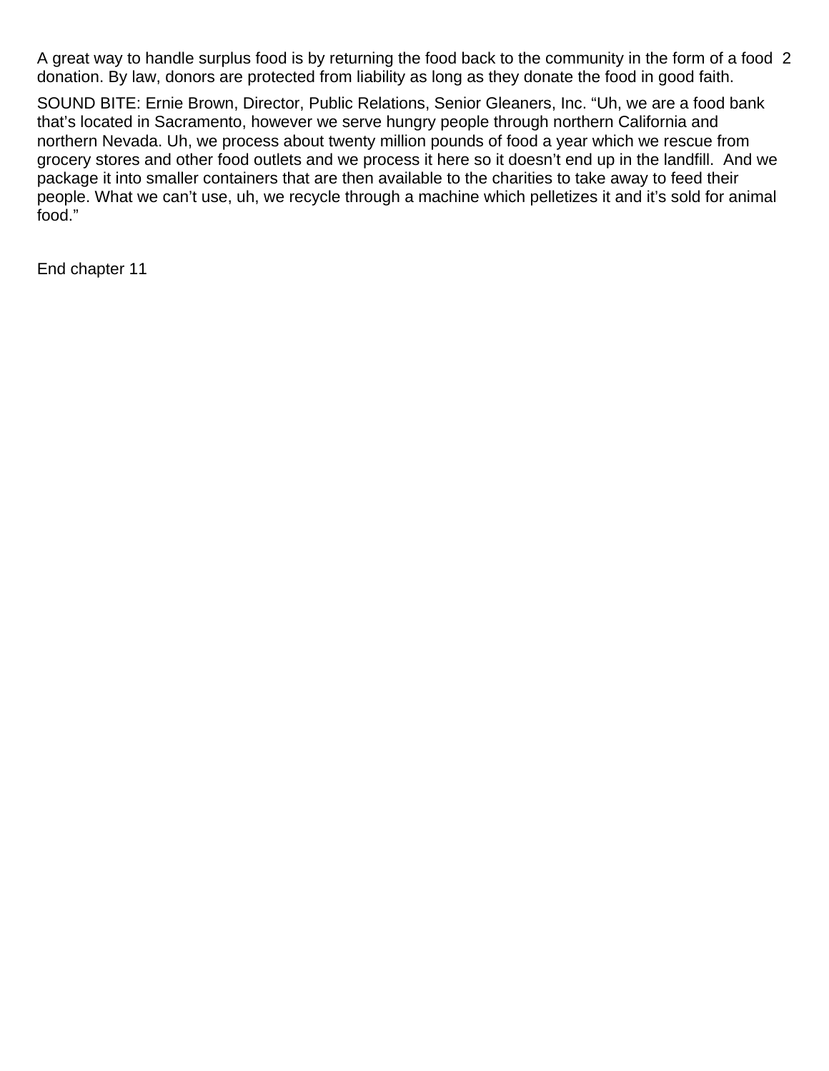A great way to handle surplus food is by returning the food back to the community in the form of a food donation. By law, donors are protected from liability as long as they donate the food in good faith.

SOUND BITE: Ernie Brown, Director, Public Relations, Senior Gleaners, Inc. “Uh, we are a food bank that’s located in Sacramento, however we serve hungry people through northern California and northern Nevada. Uh, we process about twenty million pounds of food a year which we rescue from grocery stores and other food outlets and we process it here so it doesn’t end up in the landfill. And we package it into smaller containers that are then available to the charities to take away to feed their people. What we can’t use, uh, we recycle through a machine which pelletizes it and it’s sold for animal food.”

End chapter 11